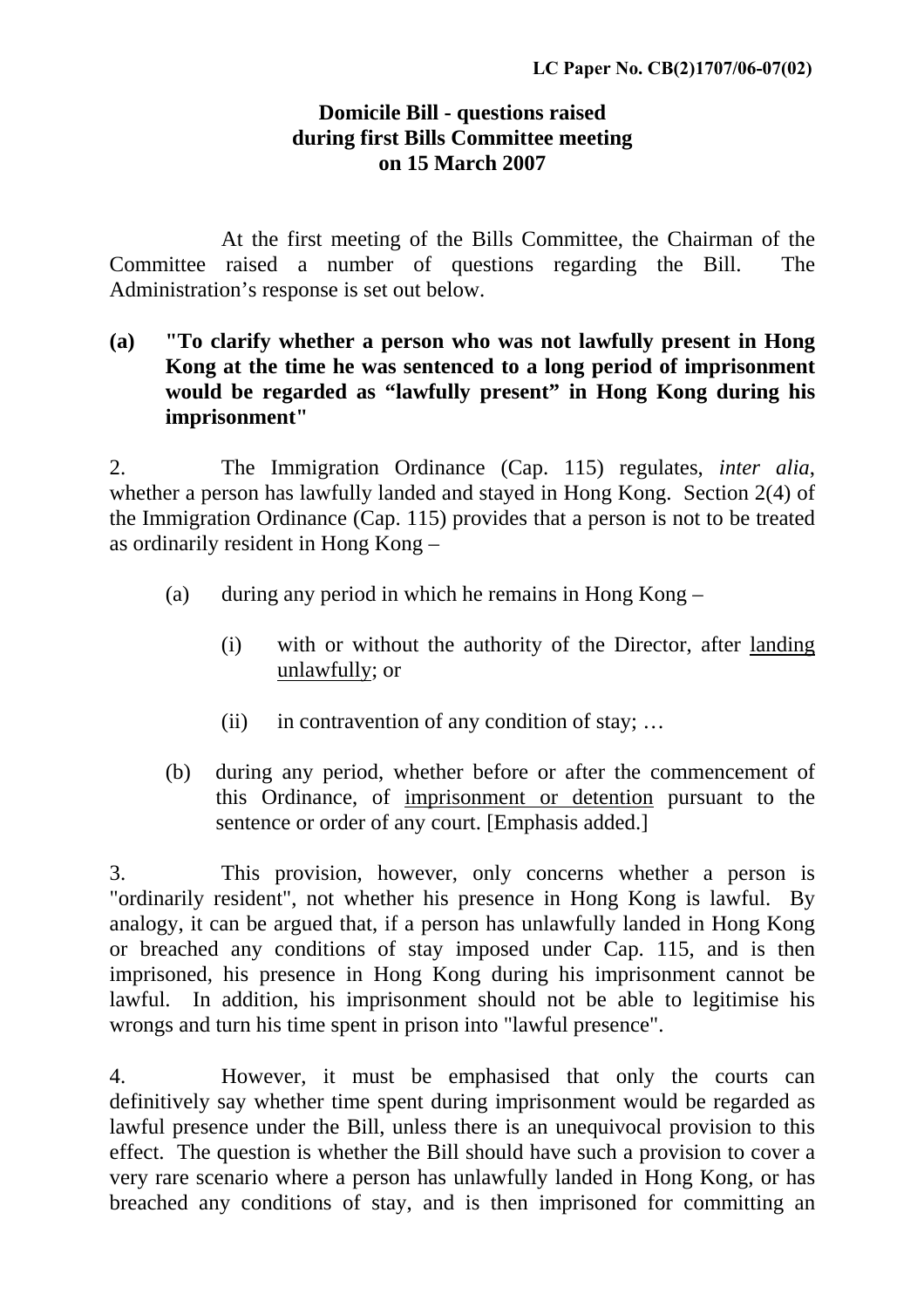LC Paper No. CB(2)1707/06-07(02)

**Domicile Bill - questions raised during first Bills Committee meeting on 15 March 2007**

At the first meeting of the Bills Committee, the Chairman of the Committee raised a number of questions regarding the Bill. The Administration's response is set out below.

**(a) "To clarify whether a person who was not lawfully present in Hong Kong at the time he was sentenced to a long period of imprisonment would be regarded as "lawfully present" in Hong Kong during his imprisonment"**

2. The Immigration Ordinance (Cap. 115) regulates, *inter alia*, whether a person has lawfully landed and stayed in Hong Kong. Section 2(4) of the Immigration Ordinance (Cap. 115) provides that a person is not to be treated as ordinarily resident in Hong Kong –

(a) during any period in which he remains in Hong Kong –

(i) with or without the authority of the Director, after <u>landing unlawfully</u>; or

(ii) in contravention of any condition of stay; …

(b) during any period, whether before or after the commencement of this Ordinance, of <u>imprisonment or detention</u> pursuant to the sentence or order of any court. [Emphasis added.]

3. This provision, however, only concerns whether a person is "ordinarily resident", not whether his presence in Hong Kong is lawful. By analogy, it can be argued that, if a person has unlawfully landed in Hong Kong or breached any conditions of stay imposed under Cap. 115, and is then imprisoned, his presence in Hong Kong during his imprisonment cannot be lawful. In addition, his imprisonment should not be able to legitimise his wrongs and turn his time spent in prison into "lawful presence".

4. However, it must be emphasised that only the courts can definitively say whether time spent during imprisonment would be regarded as lawful presence under the Bill, unless there is an unequivocal provision to this effect. The question is whether the Bill should have such a provision to cover a very rare scenario where a person has unlawfully landed in Hong Kong, or has breached any conditions of stay, and is then imprisoned for committing an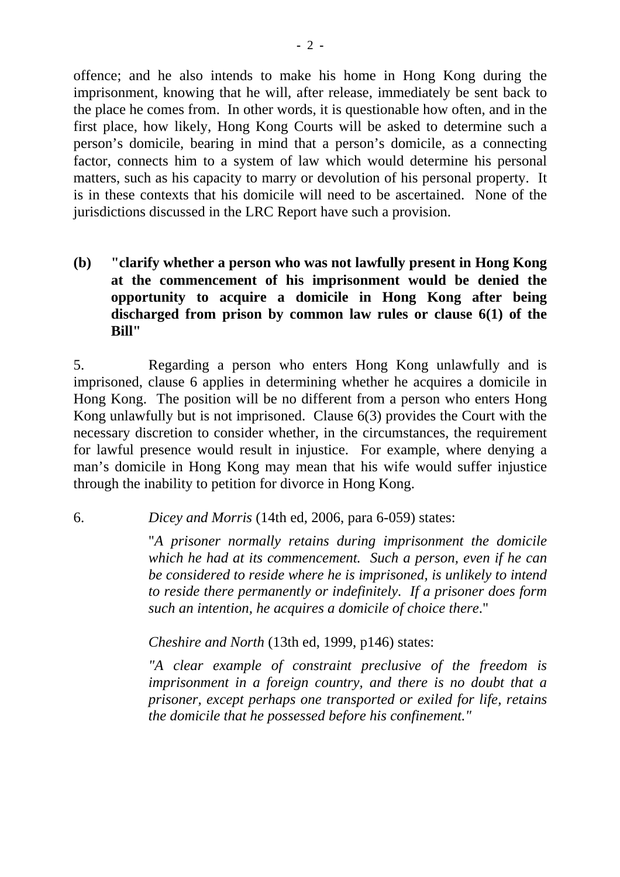offence; and he also intends to make his home in Hong Kong during the imprisonment, knowing that he will, after release, immediately be sent back to the place he comes from. In other words, it is questionable how often, and in the first place, how likely, Hong Kong Courts will be asked to determine such a person's domicile, bearing in mind that a person's domicile, as a connecting factor, connects him to a system of law which would determine his personal matters, such as his capacity to marry or devolution of his personal property. It is in these contexts that his domicile will need to be ascertained. None of the jurisdictions discussed in the LRC Report have such a provision.

**(b) "clarify whether a person who was not lawfully present in Hong Kong at the commencement of his imprisonment would be denied the opportunity to acquire a domicile in Hong Kong after being discharged from prison by common law rules or clause 6(1) of the Bill"**

5. Regarding a person who enters Hong Kong unlawfully and is imprisoned, clause 6 applies in determining whether he acquires a domicile in Hong Kong. The position will be no different from a person who enters Hong Kong unlawfully but is not imprisoned. Clause 6(3) provides the Court with the necessary discretion to consider whether, in the circumstances, the requirement for lawful presence would result in injustice. For example, where denying a man's domicile in Hong Kong may mean that his wife would suffer injustice through the inability to petition for divorce in Hong Kong.

6. *Dicey and Morris* (14th ed, 2006, para 6-059) states:

> "*A prisoner normally retains during imprisonment the domicile which he had at its commencement. Such a person, even if he can be considered to reside where he is imprisoned, is unlikely to intend to reside there permanently or indefinitely. If a prisoner does form such an intention, he acquires a domicile of choice there.*"

*Cheshire and North* (13th ed, 1999, p146) states:

> *"A clear example of constraint preclusive of the freedom is imprisonment in a foreign country, and there is no doubt that a prisoner, except perhaps one transported or exiled for life, retains the domicile that he possessed before his confinement."*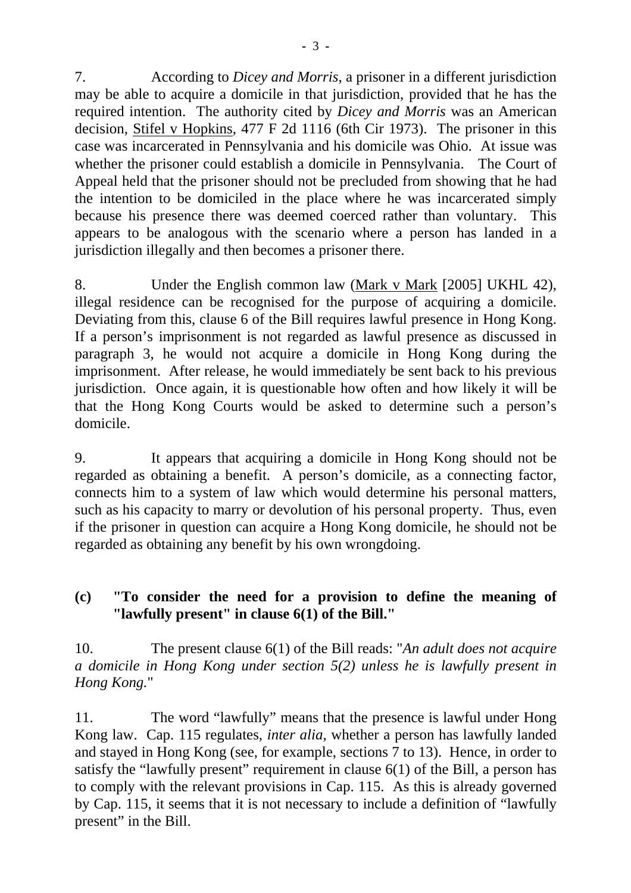7. According to *Dicey and Morris*, a prisoner in a different jurisdiction may be able to acquire a domicile in that jurisdiction, provided that he has the required intention. The authority cited by *Dicey and Morris* was an American decision, Stifel v Hopkins, 477 F 2d 1116 (6th Cir 1973). The prisoner in this case was incarcerated in Pennsylvania and his domicile was Ohio. At issue was whether the prisoner could establish a domicile in Pennsylvania. The Court of Appeal held that the prisoner should not be precluded from showing that he had the intention to be domiciled in the place where he was incarcerated simply because his presence there was deemed coerced rather than voluntary. This appears to be analogous with the scenario where a person has landed in a jurisdiction illegally and then becomes a prisoner there.

8. Under the English common law (Mark v Mark [2005] UKHL 42), illegal residence can be recognised for the purpose of acquiring a domicile. Deviating from this, clause 6 of the Bill requires lawful presence in Hong Kong. If a person's imprisonment is not regarded as lawful presence as discussed in paragraph 3, he would not acquire a domicile in Hong Kong during the imprisonment. After release, he would immediately be sent back to his previous jurisdiction. Once again, it is questionable how often and how likely it will be that the Hong Kong Courts would be asked to determine such a person's domicile.

9. It appears that acquiring a domicile in Hong Kong should not be regarded as obtaining a benefit. A person's domicile, as a connecting factor, connects him to a system of law which would determine his personal matters, such as his capacity to marry or devolution of his personal property. Thus, even if the prisoner in question can acquire a Hong Kong domicile, he should not be regarded as obtaining any benefit by his own wrongdoing.

### (c) "To consider the need for a provision to define the meaning of "lawfully present" in clause 6(1) of the Bill."

10. The present clause 6(1) of the Bill reads: "*An adult does not acquire a domicile in Hong Kong under section 5(2) unless he is lawfully present in Hong Kong.*"

11. The word "lawfully" means that the presence is lawful under Hong Kong law. Cap. 115 regulates, *inter alia*, whether a person has lawfully landed and stayed in Hong Kong (see, for example, sections 7 to 13). Hence, in order to satisfy the "lawfully present" requirement in clause 6(1) of the Bill, a person has to comply with the relevant provisions in Cap. 115. As this is already governed by Cap. 115, it seems that it is not necessary to include a definition of "lawfully present" in the Bill.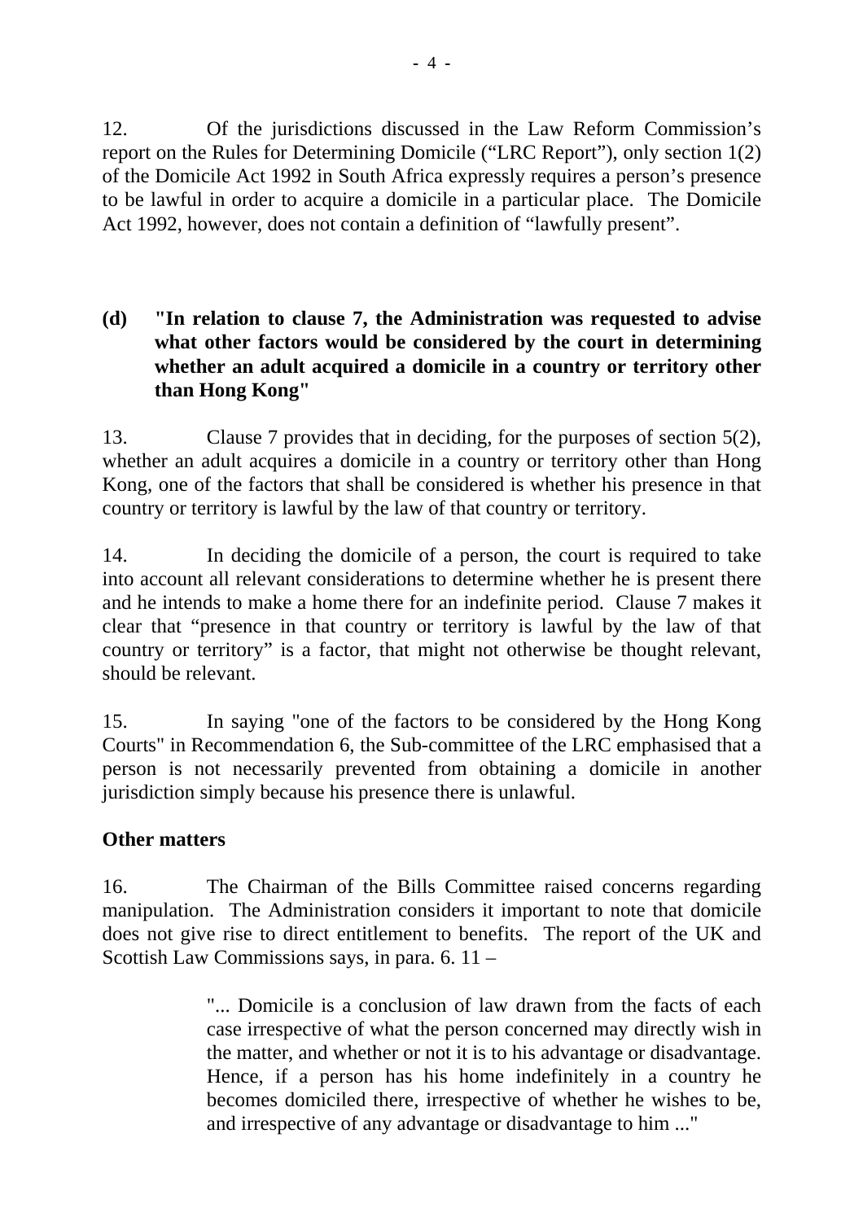12. Of the jurisdictions discussed in the Law Reform Commission's report on the Rules for Determining Domicile ("LRC Report"), only section 1(2) of the Domicile Act 1992 in South Africa expressly requires a person's presence to be lawful in order to acquire a domicile in a particular place. The Domicile Act 1992, however, does not contain a definition of "lawfully present".

**(d) "In relation to clause 7, the Administration was requested to advise what other factors would be considered by the court in determining whether an adult acquired a domicile in a country or territory other than Hong Kong"**

13. Clause 7 provides that in deciding, for the purposes of section 5(2), whether an adult acquires a domicile in a country or territory other than Hong Kong, one of the factors that shall be considered is whether his presence in that country or territory is lawful by the law of that country or territory.

14. In deciding the domicile of a person, the court is required to take into account all relevant considerations to determine whether he is present there and he intends to make a home there for an indefinite period. Clause 7 makes it clear that "presence in that country or territory is lawful by the law of that country or territory" is a factor, that might not otherwise be thought relevant, should be relevant.

15. In saying "one of the factors to be considered by the Hong Kong Courts" in Recommendation 6, the Sub-committee of the LRC emphasised that a person is not necessarily prevented from obtaining a domicile in another jurisdiction simply because his presence there is unlawful.

**Other matters**

16. The Chairman of the Bills Committee raised concerns regarding manipulation. The Administration considers it important to note that domicile does not give rise to direct entitlement to benefits. The report of the UK and Scottish Law Commissions says, in para. 6. 11 –

> "... Domicile is a conclusion of law drawn from the facts of each case irrespective of what the person concerned may directly wish in the matter, and whether or not it is to his advantage or disadvantage. Hence, if a person has his home indefinitely in a country he becomes domiciled there, irrespective of whether he wishes to be, and irrespective of any advantage or disadvantage to him ..."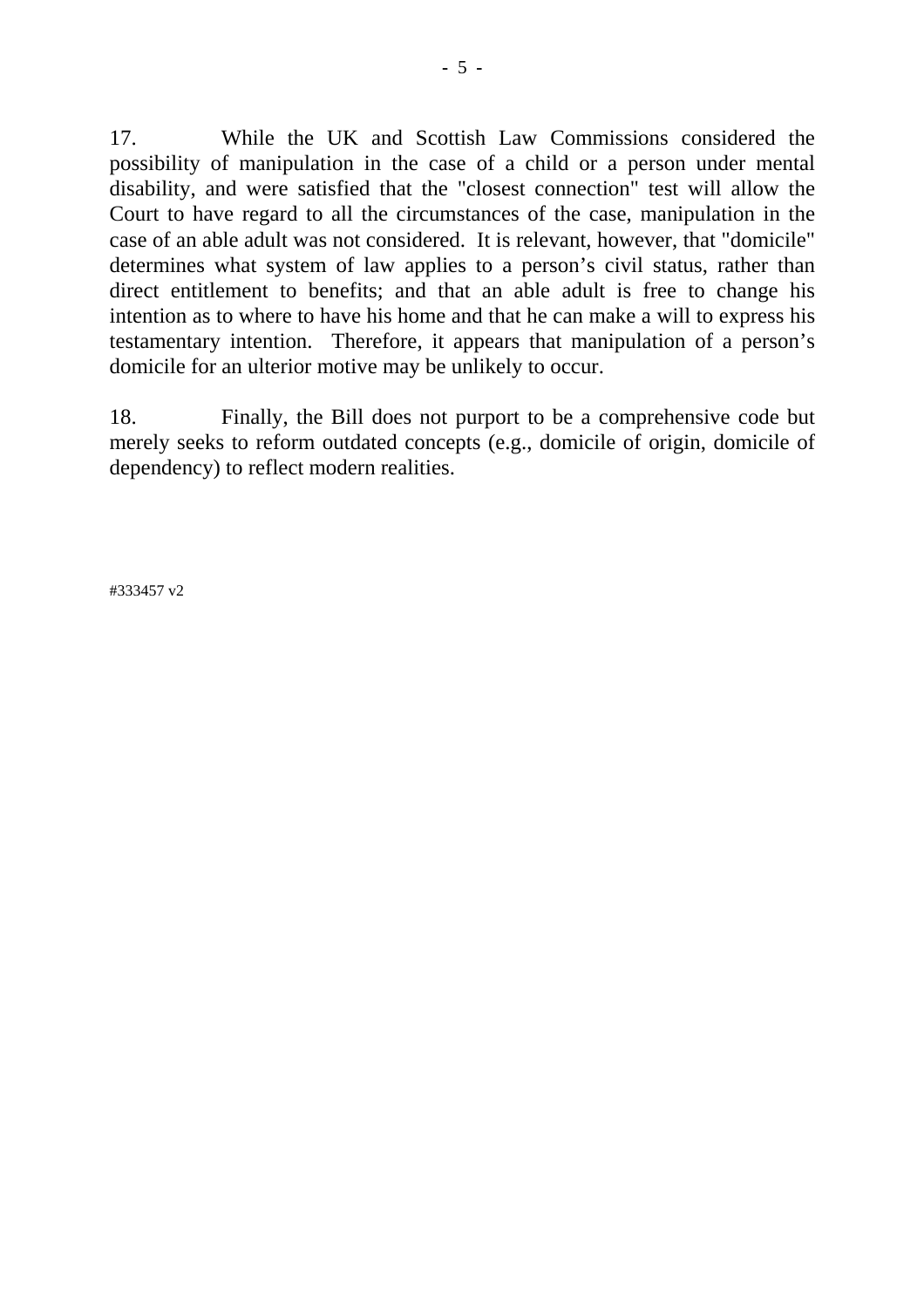17. While the UK and Scottish Law Commissions considered the possibility of manipulation in the case of a child or a person under mental disability, and were satisfied that the "closest connection" test will allow the Court to have regard to all the circumstances of the case, manipulation in the case of an able adult was not considered. It is relevant, however, that "domicile" determines what system of law applies to a person's civil status, rather than direct entitlement to benefits; and that an able adult is free to change his intention as to where to have his home and that he can make a will to express his testamentary intention. Therefore, it appears that manipulation of a person's domicile for an ulterior motive may be unlikely to occur.

18. Finally, the Bill does not purport to be a comprehensive code but merely seeks to reform outdated concepts (e.g., domicile of origin, domicile of dependency) to reflect modern realities.

#333457 v2